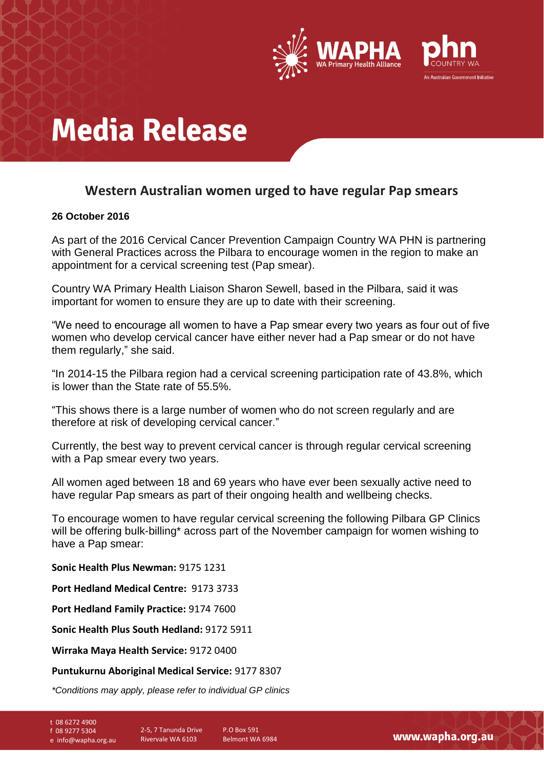# Media Release

## Western Australian women urged to have regular Pap smears

**26 October 2016**

As part of the 2016 Cervical Cancer Prevention Campaign Country WA PHN is partnering with General Practices across the Pilbara to encourage women in the region to make an appointment for a cervical screening test (Pap smear).

Country WA Primary Health Liaison Sharon Sewell, based in the Pilbara, said it was important for women to ensure they are up to date with their screening.

"We need to encourage all women to have a Pap smear every two years as four out of five women who develop cervical cancer have either never had a Pap smear or do not have them regularly," she said.

"In 2014-15 the Pilbara region had a cervical screening participation rate of 43.8%, which is lower than the State rate of 55.5%.

"This shows there is a large number of women who do not screen regularly and are therefore at risk of developing cervical cancer."

Currently, the best way to prevent cervical cancer is through regular cervical screening with a Pap smear every two years.

All women aged between 18 and 69 years who have ever been sexually active need to have regular Pap smears as part of their ongoing health and wellbeing checks.

To encourage women to have regular cervical screening the following Pilbara GP Clinics will be offering bulk-billing* across part of the November campaign for women wishing to have a Pap smear:

**Sonic Health Plus Newman:** 9175 1231

**Port Hedland Medical Centre:** 9173 3733

**Port Hedland Family Practice:** 9174 7600

**Sonic Health Plus South Hedland:** 9172 5911

**Wirraka Maya Health Service:** 9172 0400

**Puntukurnu Aboriginal Medical Service:** 9177 8307

*\*Conditions may apply, please refer to individual GP clinics*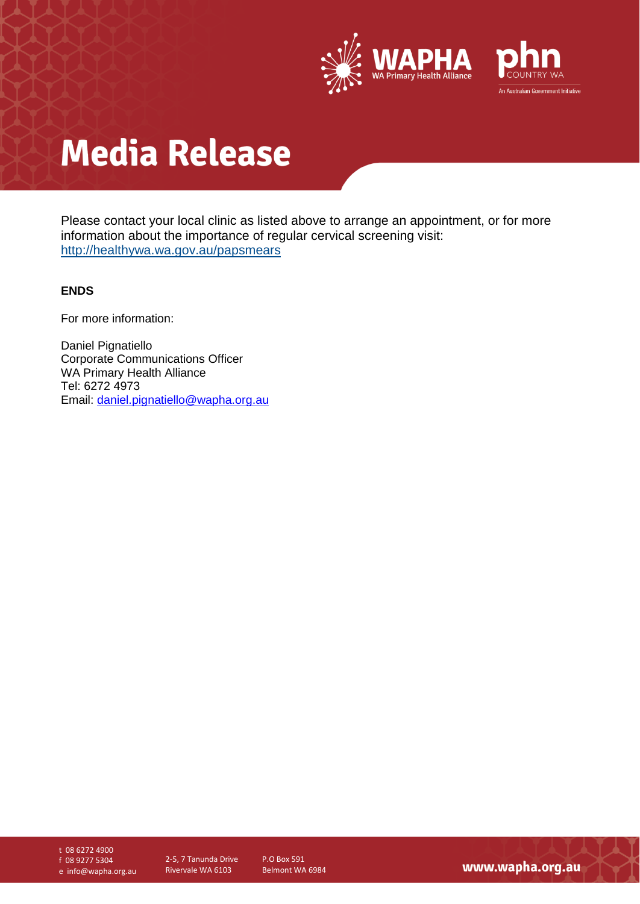# Media Release

Please contact your local clinic as listed above to arrange an appointment, or for more information about the importance of regular cervical screening visit: http://healthywa.wa.gov.au/papsmears

**ENDS**

For more information:

Daniel Pignatiello
Corporate Communications Officer
WA Primary Health Alliance
Tel: 6272 4973
Email: daniel.pignatiello@wapha.org.au